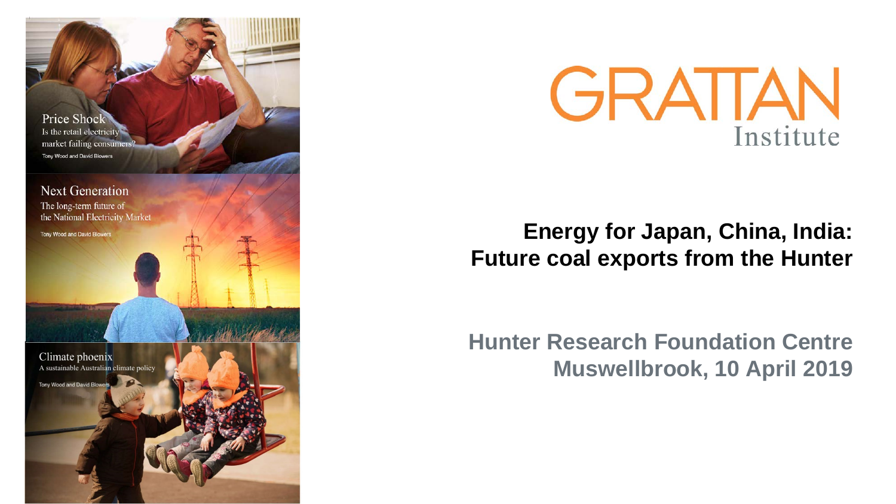Price Shock
Is the retail electricity market failing consumers?
Tony Wood and David Blowers

Next Generation
The long-term future of the National Electricity Market
Tony Wood and David Blowers

Climate phoenix
A sustainable Australian climate policy
Tony Wood and David Blowers

GRATTAN Institute

# Energy for Japan, China, India: Future coal exports from the Hunter

## Hunter Research Foundation Centre
## Muswellbrook, 10 April 2019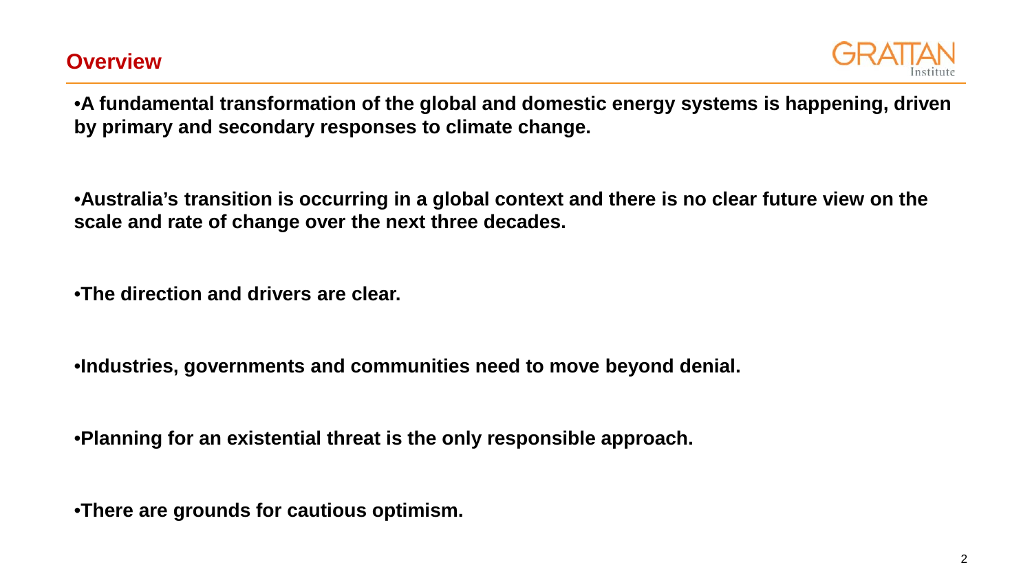## Overview

- **A fundamental transformation of the global and domestic energy systems is happening, driven by primary and secondary responses to climate change.**

- **Australia's transition is occurring in a global context and there is no clear future view on the scale and rate of change over the next three decades.**

- **The direction and drivers are clear.**

- **Industries, governments and communities need to move beyond denial.**

- **Planning for an existential threat is the only responsible approach.**

- **There are grounds for cautious optimism.**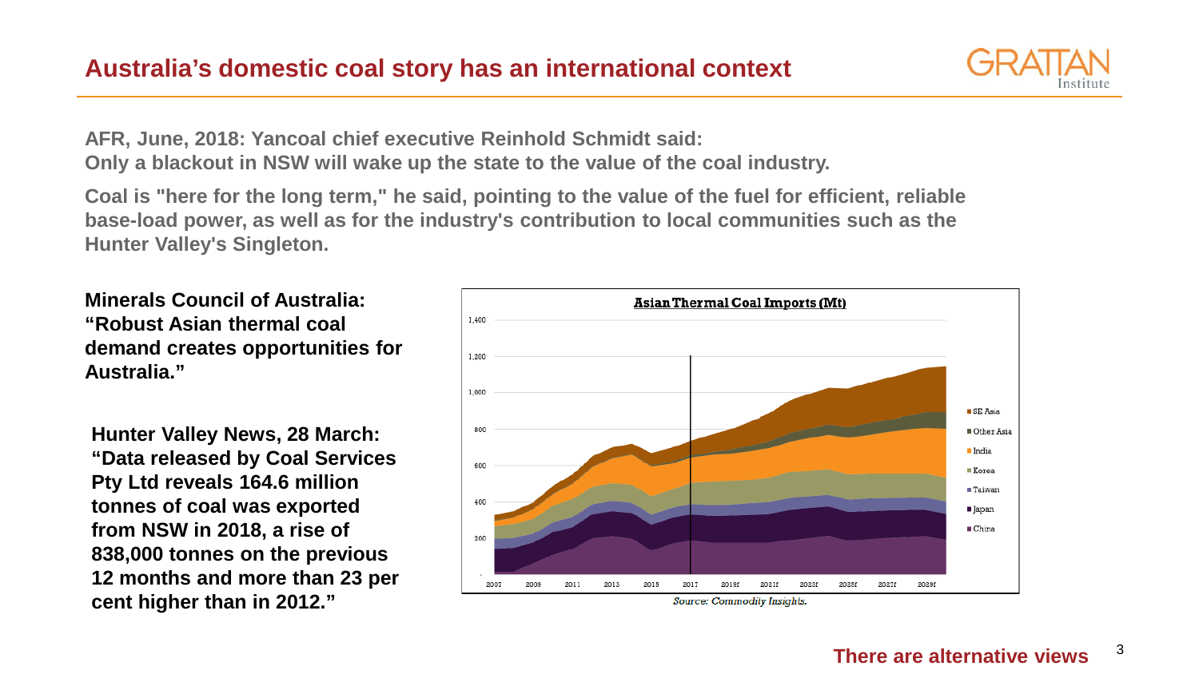# Australia's domestic coal story has an international context

**AFR, June, 2018: Yancoal chief executive Reinhold Schmidt said:**
**Only a blackout in NSW will wake up the state to the value of the coal industry.**

**Coal is "here for the long term," he said, pointing to the value of the fuel for efficient, reliable base-load power, as well as for the industry's contribution to local communities such as the Hunter Valley's Singleton.**

**Minerals Council of Australia: "Robust Asian thermal coal demand creates opportunities for Australia."**

**Hunter Valley News, 28 March: "Data released by Coal Services Pty Ltd reveals 164.6 million tonnes of coal was exported from NSW in 2018, a rise of 838,000 tonnes on the previous 12 months and more than 23 per cent higher than in 2012."**

**Asian Thermal Coal Imports (Mt)**

*Source: Commodity Insights.*

**There are alternative views**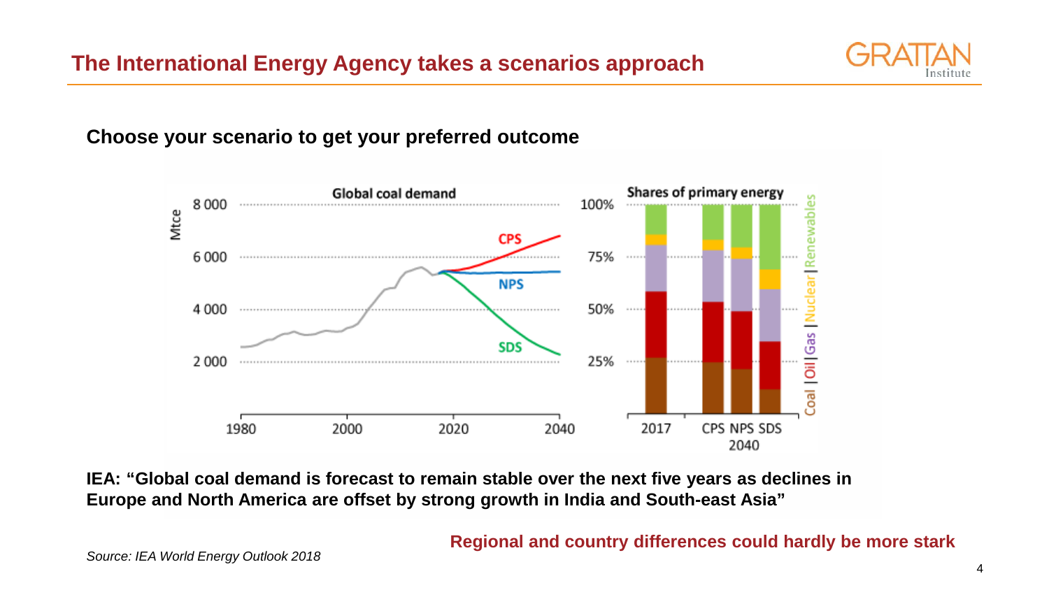# The International Energy Agency takes a scenarios approach

**Choose your scenario to get your preferred outcome**

Global coal demand

Shares of primary energy

**IEA: "Global coal demand is forecast to remain stable over the next five years as declines in Europe and North America are offset by strong growth in India and South-east Asia"**

**Regional and country differences could hardly be more stark**

*Source: IEA World Energy Outlook 2018*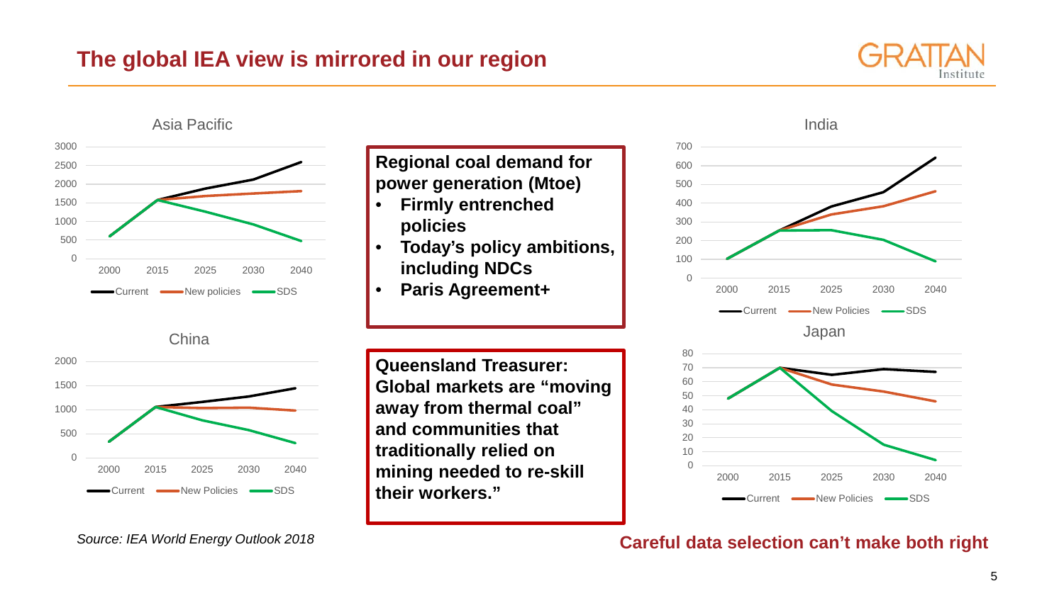# The global IEA view is mirrored in our region

**Asia Pacific**

| | 2000 | 2015 | 2025 | 2030 | 2040 |
|---|---|---|---|---|---|
| Current | ~600 | ~1600 | ~1900 | ~2100 | ~2600 |
| New policies | ~600 | ~1600 | ~1700 | ~1750 | ~1800 |
| SDS | ~600 | ~1600 | ~1250 | ~900 | ~450 |

**China**

| | 2000 | 2015 | 2025 | 2030 | 2040 |
|---|---|---|---|---|---|
| Current | ~350 | ~1050 | ~1150 | ~1250 | ~1450 |
| New Policies | ~350 | ~1050 | ~1050 | ~1050 | ~1000 |
| SDS | ~350 | ~1050 | ~800 | ~550 | ~300 |

**Regional coal demand for power generation (Mtoe)**

- **Firmly entrenched policies**
- **Today's policy ambitions, including NDCs**
- **Paris Agreement+**

**Queensland Treasurer: Global markets are "moving away from thermal coal" and communities that traditionally relied on mining needed to re-skill their workers."**

**India**

| | 2000 | 2015 | 2025 | 2030 | 2040 |
|---|---|---|---|---|---|
| Current | ~100 | ~250 | ~380 | ~460 | ~640 |
| New Policies | ~100 | ~250 | ~340 | ~380 | ~460 |
| SDS | ~100 | ~250 | ~250 | ~200 | ~90 |

**Japan**

| | 2000 | 2015 | 2025 | 2030 | 2040 |
|---|---|---|---|---|---|
| Current | ~48 | ~70 | ~65 | ~69 | ~67 |
| New Policies | ~48 | ~70 | ~58 | ~53 | ~46 |
| SDS | ~48 | ~70 | ~39 | ~15 | ~4 |

*Source: IEA World Energy Outlook 2018*

**Careful data selection can't make both right**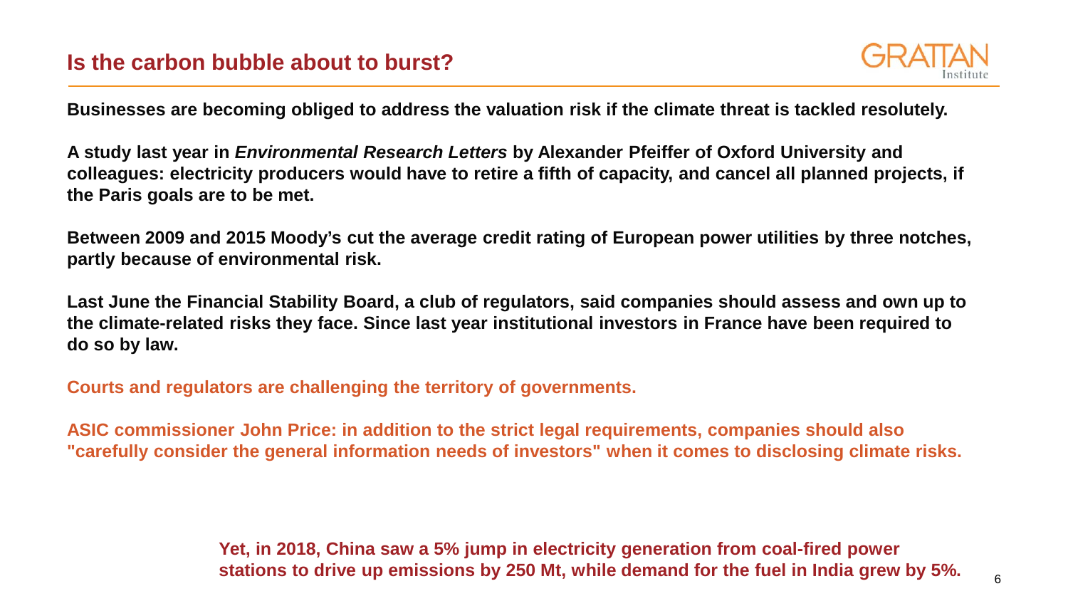## Is the carbon bubble about to burst?

**Businesses are becoming obliged to address the valuation risk if the climate threat is tackled resolutely.**

**A study last year in *Environmental Research Letters* by Alexander Pfeiffer of Oxford University and colleagues: electricity producers would have to retire a fifth of capacity, and cancel all planned projects, if the Paris goals are to be met.**

**Between 2009 and 2015 Moody's cut the average credit rating of European power utilities by three notches, partly because of environmental risk.**

**Last June the Financial Stability Board, a club of regulators, said companies should assess and own up to the climate-related risks they face. Since last year institutional investors in France have been required to do so by law.**

**Courts and regulators are challenging the territory of governments.**

**ASIC commissioner John Price: in addition to the strict legal requirements, companies should also "carefully consider the general information needs of investors" when it comes to disclosing climate risks.**

**Yet, in 2018, China saw a 5% jump in electricity generation from coal-fired power stations to drive up emissions by 250 Mt, while demand for the fuel in India grew by 5%.**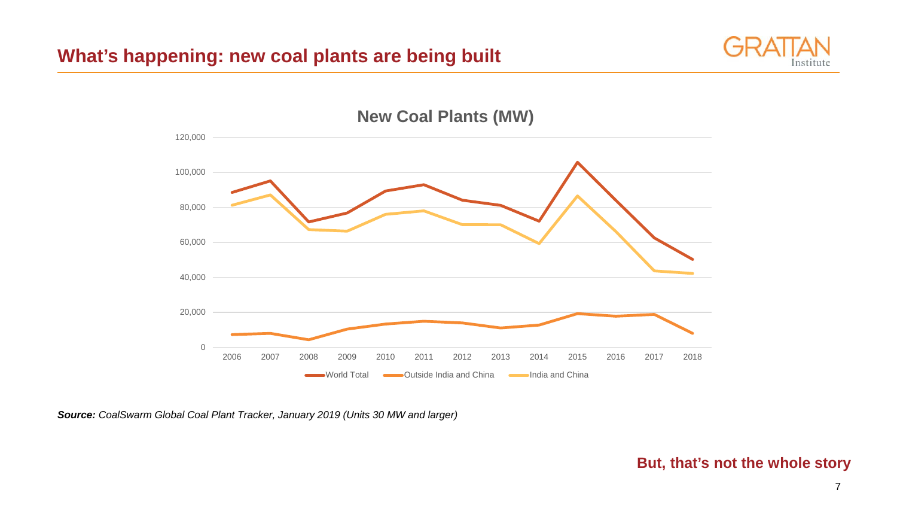## What's happening: new coal plants are being built

**New Coal Plants (MW)**

*Source: CoalSwarm Global Coal Plant Tracker, January 2019 (Units 30 MW and larger)*

**But, that's not the whole story**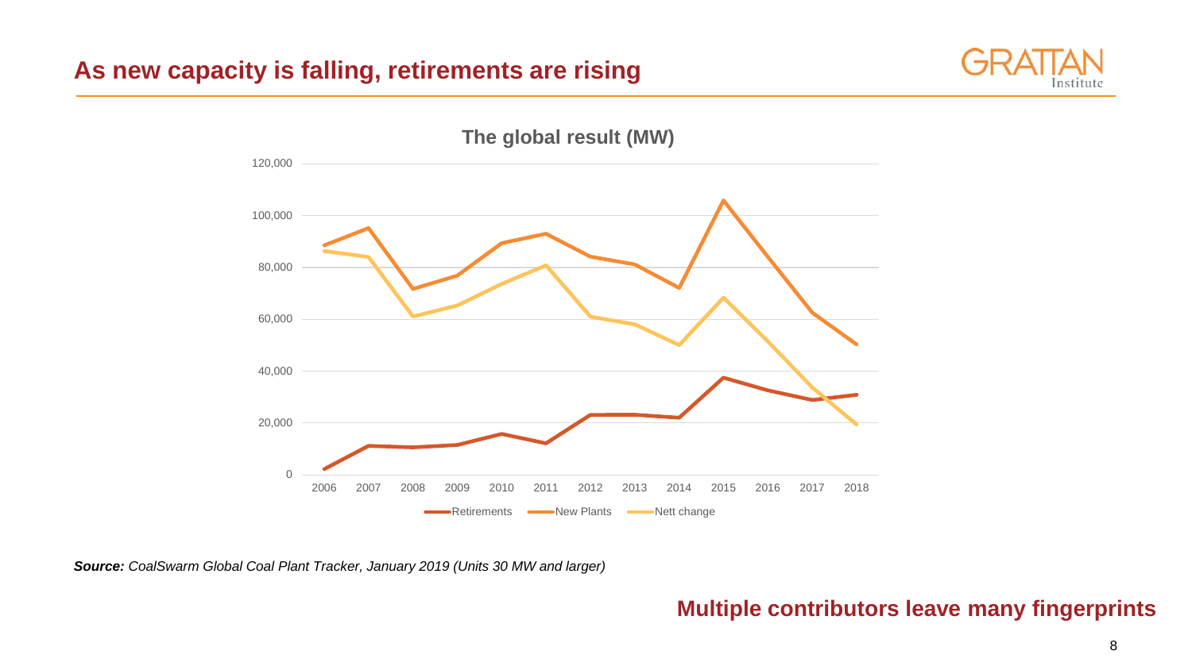## As new capacity is falling, retirements are rising

**The global result (MW)**

120,000
100,000
80,000
60,000
40,000
20,000
0

2006 2007 2008 2009 2010 2011 2012 2013 2014 2015 2016 2017 2018

Retirements   New Plants   Nett change

***Source:*** *CoalSwarm Global Coal Plant Tracker, January 2019 (Units 30 MW and larger)*

**Multiple contributors leave many fingerprints**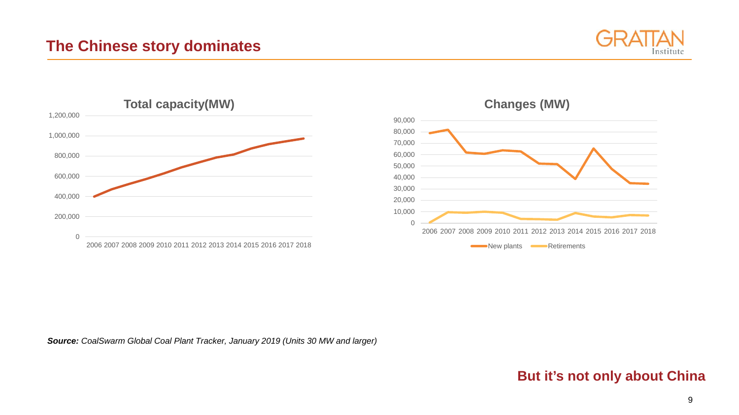## The Chinese story dominates

**Total capacity(MW)**

**Changes (MW)**

New plants | Retirements

***Source:*** *CoalSwarm Global Coal Plant Tracker, January 2019 (Units 30 MW and larger)*

**But it's not only about China**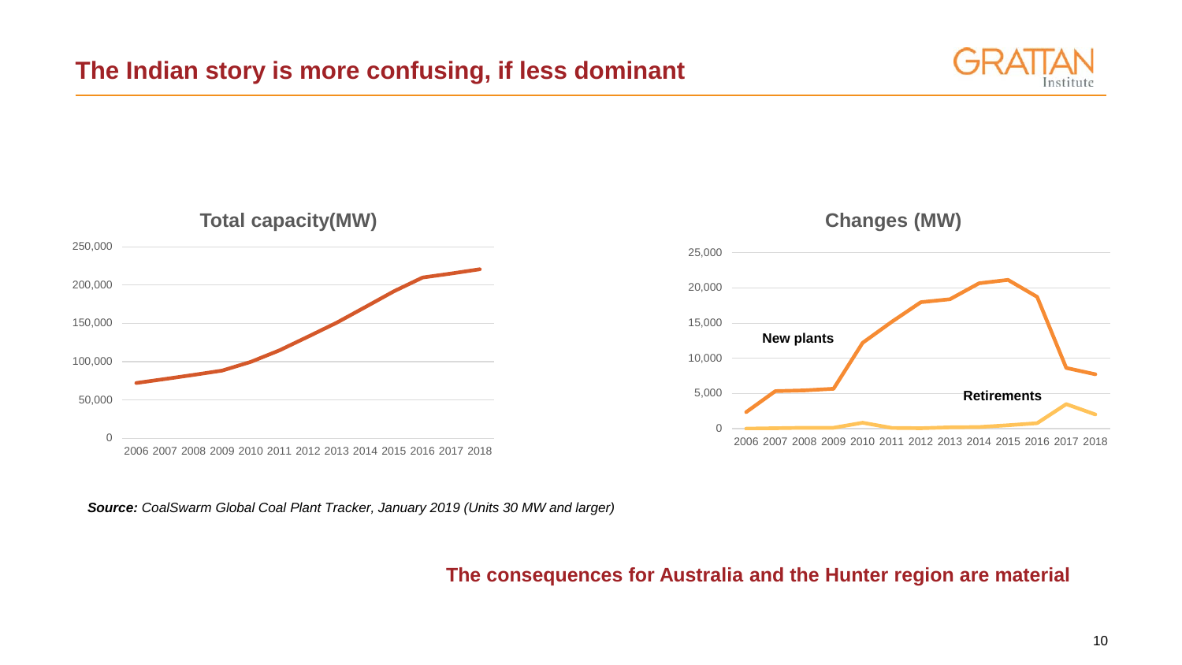# The Indian story is more confusing, if less dominant

**Total capacity(MW)**

**Changes (MW)**

***Source:*** *CoalSwarm Global Coal Plant Tracker, January 2019 (Units 30 MW and larger)*

**The consequences for Australia and the Hunter region are material**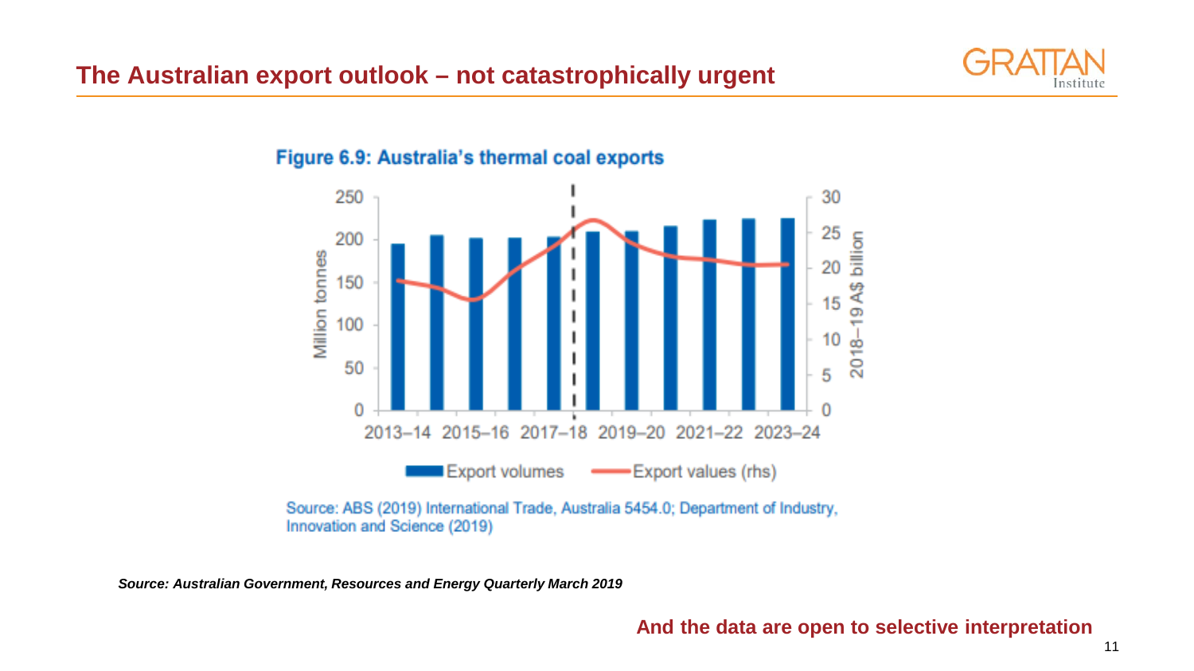# The Australian export outlook – not catastrophically urgent

**Figure 6.9: Australia's thermal coal exports**

Source: ABS (2019) International Trade, Australia 5454.0; Department of Industry, Innovation and Science (2019)

***Source: Australian Government, Resources and Energy Quarterly March 2019***

**And the data are open to selective interpretation**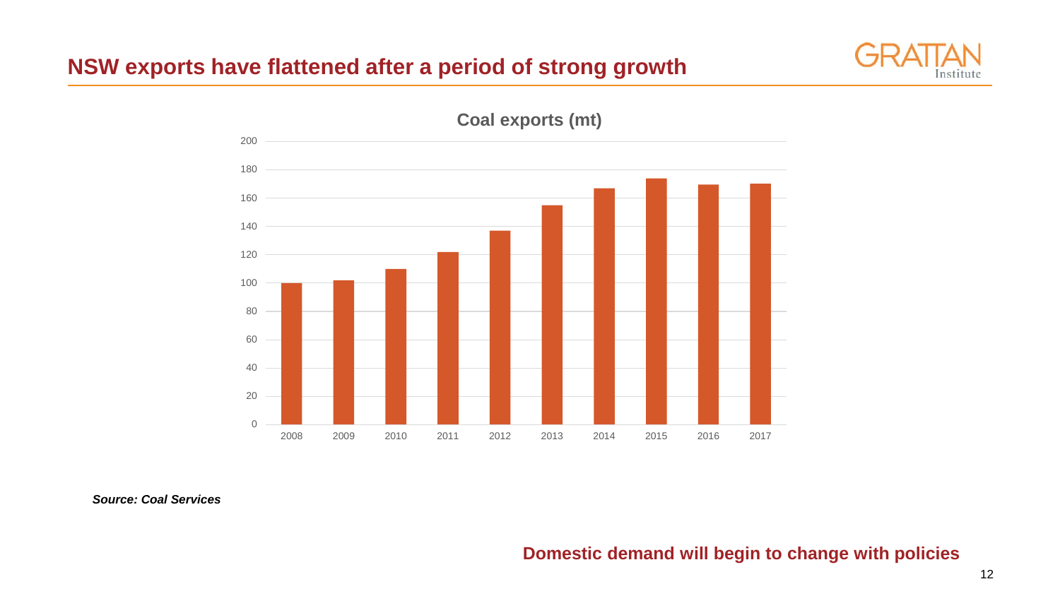## NSW exports have flattened after a period of strong growth

**Coal exports (mt)**

200
180
160
140
120
100
80
60
40
20
0

2008 2009 2010 2011 2012 2013 2014 2015 2016 2017

***Source: Coal Services***

**Domestic demand will begin to change with policies**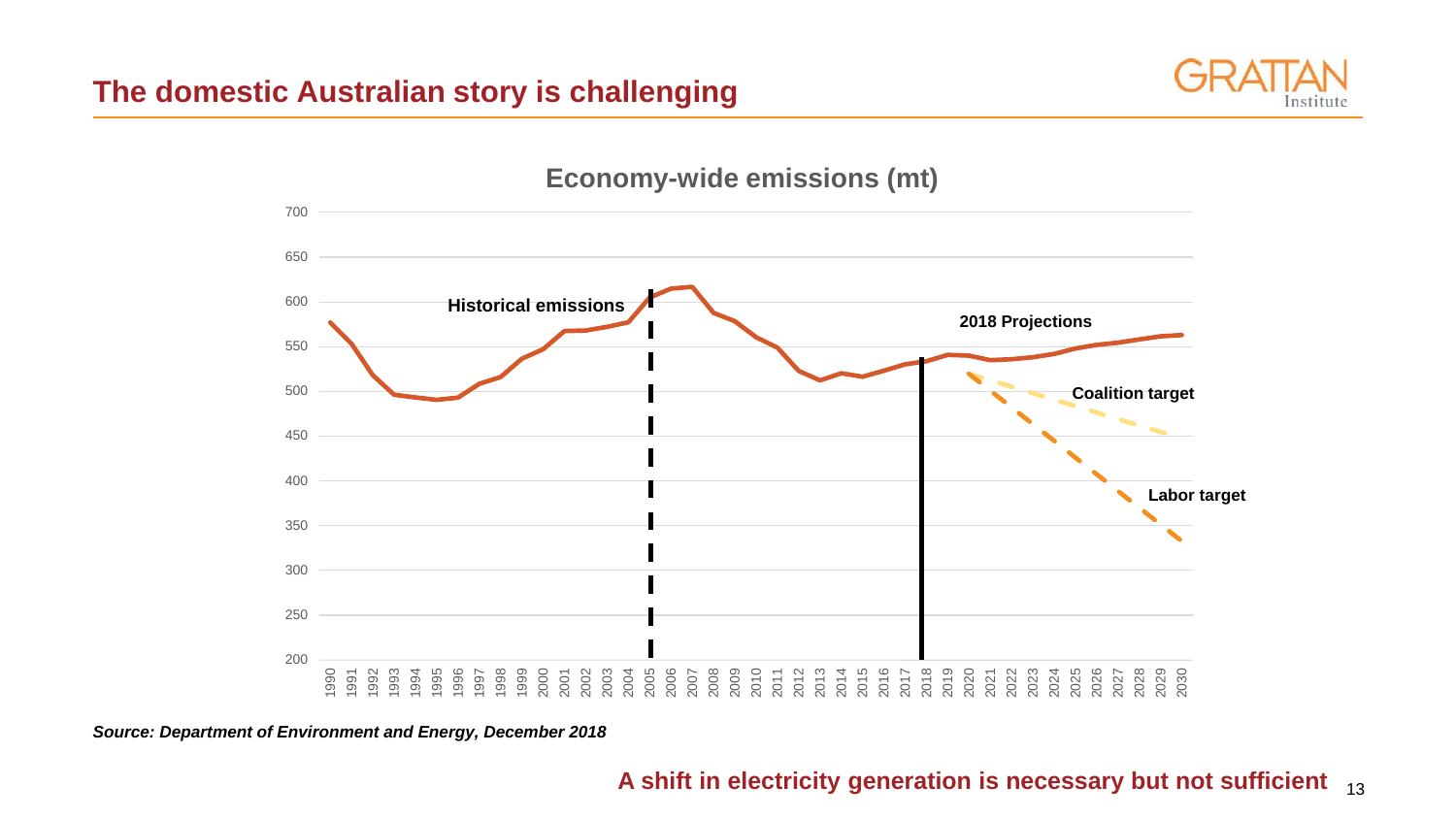## The domestic Australian story is challenging

**Economy-wide emissions (mt)**

Historical emissions

2018 Projections

Coalition target

Labor target

***Source: Department of Environment and Energy, December 2018***

**A shift in electricity generation is necessary but not sufficient**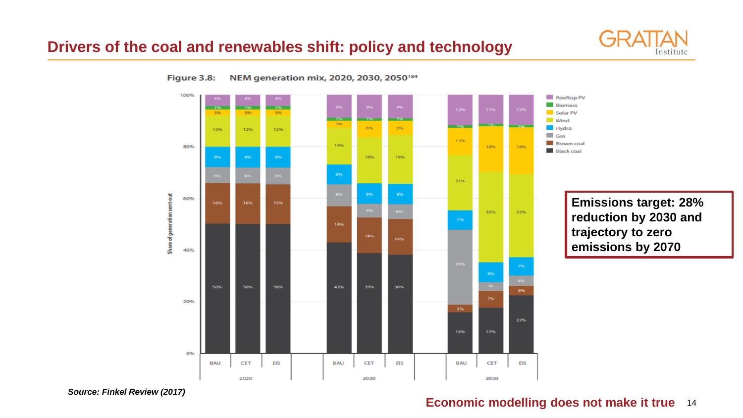# Drivers of the coal and renewables shift: policy and technology

**Figure 3.8: NEM generation mix, 2020, 2030, 2050[184]**

Share of generation sent-out

| Year | Scenario | Black coal | Brown coal | Gas | Hydro | Wind | Solar PV | Biomass | Rooftop PV |
|---|---|---|---|---|---|---|---|---|---|
| 2020 | BAU | 50% | 16% | 6% | 8% | 12% | 3% | 1% | 4% |
| 2020 | CET | 50% | 16% | 6% | 8% | 12% | 3% | 1% | 4% |
| 2020 | EIS | 50% | 15% | 6% | 8% | 12% | 3% | 1% | 4% |
| 2030 | BAU | 43% | 14% | 8% | 8% | 14% | 3% | 1% | 9% |
| 2030 | CET | 39% | 14% | 5% | 8% | 18% | 6% | 1% | 9% |
| 2030 | EIS | 38% | 14% | 6% | 8% | 19% | 5% | 1% | 9% |
| 2050 | BAU | 16% | 3% | 29% | 7% | 21% | 11% | 1% | 12% |
| 2050 | CET | 17% | 7% | 3% | 8% | 35% | 18% | 1% | 11% |
| 2050 | EIS | 22% | 4% | 4% | 7% | 32% | 18% | 1% | 12% |

**Emissions target: 28% reduction by 2030 and trajectory to zero emissions by 2070**

***Source: Finkel Review (2017)***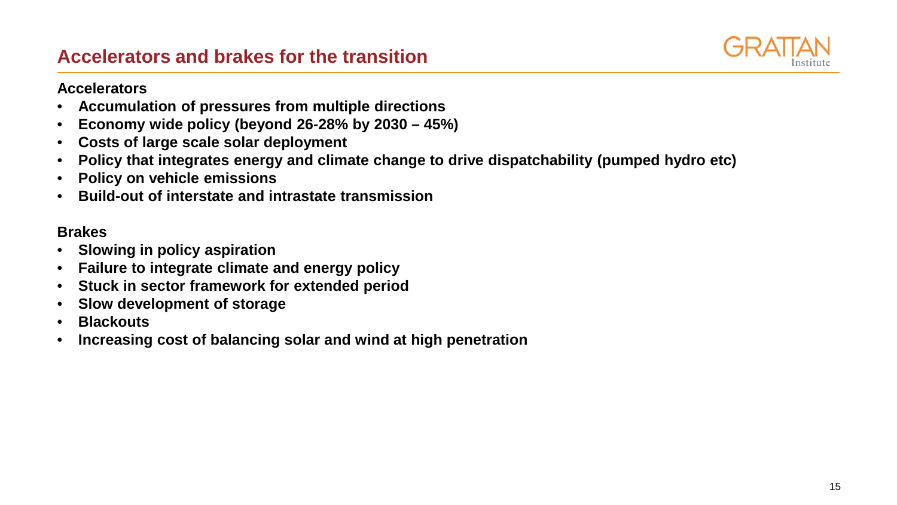## Accelerators and brakes for the transition

**Accelerators**

- **Accumulation of pressures from multiple directions**
- **Economy wide policy (beyond 26-28% by 2030 – 45%)**
- **Costs of large scale solar deployment**
- **Policy that integrates energy and climate change to drive dispatchability (pumped hydro etc)**
- **Policy on vehicle emissions**
- **Build-out of interstate and intrastate transmission**

**Brakes**

- **Slowing in policy aspiration**
- **Failure to integrate climate and energy policy**
- **Stuck in sector framework for extended period**
- **Slow development of storage**
- **Blackouts**
- **Increasing cost of balancing solar and wind at high penetration**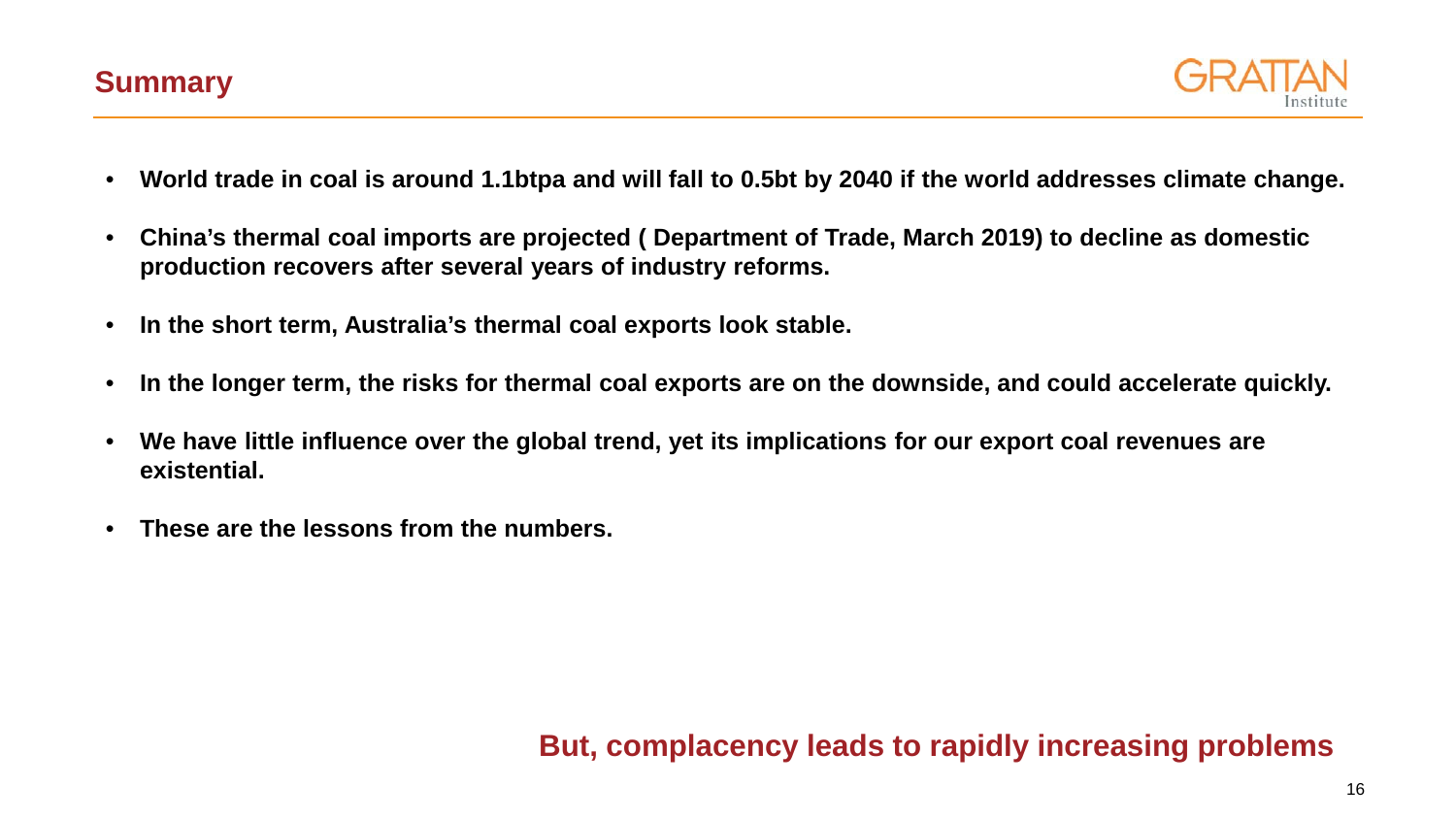## Summary

- **World trade in coal is around 1.1btpa and will fall to 0.5bt by 2040 if the world addresses climate change.**
- **China's thermal coal imports are projected ( Department of Trade, March 2019) to decline as domestic production recovers after several years of industry reforms.**
- **In the short term, Australia's thermal coal exports look stable.**
- **In the longer term, the risks for thermal coal exports are on the downside, and could accelerate quickly.**
- **We have little influence over the global trend, yet its implications for our export coal revenues are existential.**
- **These are the lessons from the numbers.**

**But, complacency leads to rapidly increasing problems**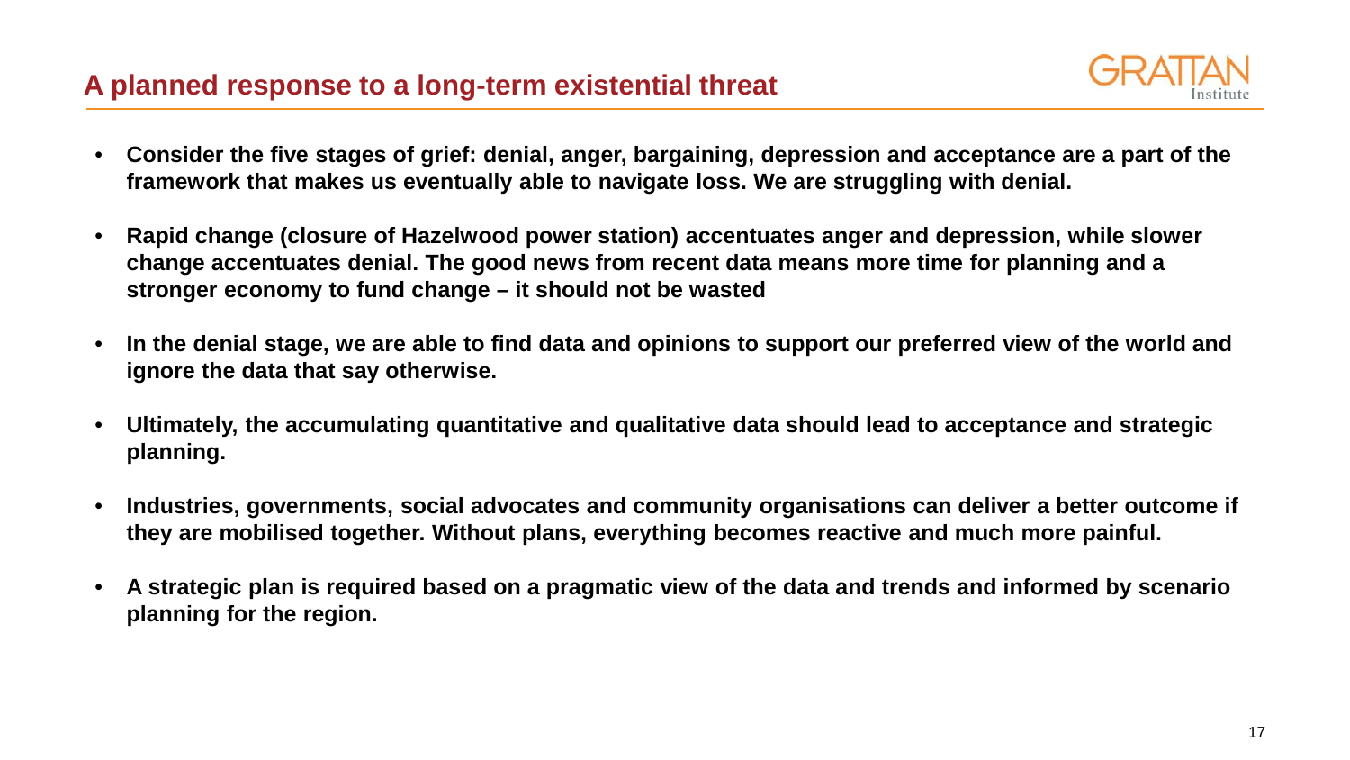## A planned response to a long-term existential threat

- **Consider the five stages of grief: denial, anger, bargaining, depression and acceptance are a part of the framework that makes us eventually able to navigate loss. We are struggling with denial.**
- **Rapid change (closure of Hazelwood power station) accentuates anger and depression, while slower change accentuates denial. The good news from recent data means more time for planning and a stronger economy to fund change – it should not be wasted**
- **In the denial stage, we are able to find data and opinions to support our preferred view of the world and ignore the data that say otherwise.**
- **Ultimately, the accumulating quantitative and qualitative data should lead to acceptance and strategic planning.**
- **Industries, governments, social advocates and community organisations can deliver a better outcome if they are mobilised together. Without plans, everything becomes reactive and much more painful.**
- **A strategic plan is required based on a pragmatic view of the data and trends and informed by scenario planning for the region.**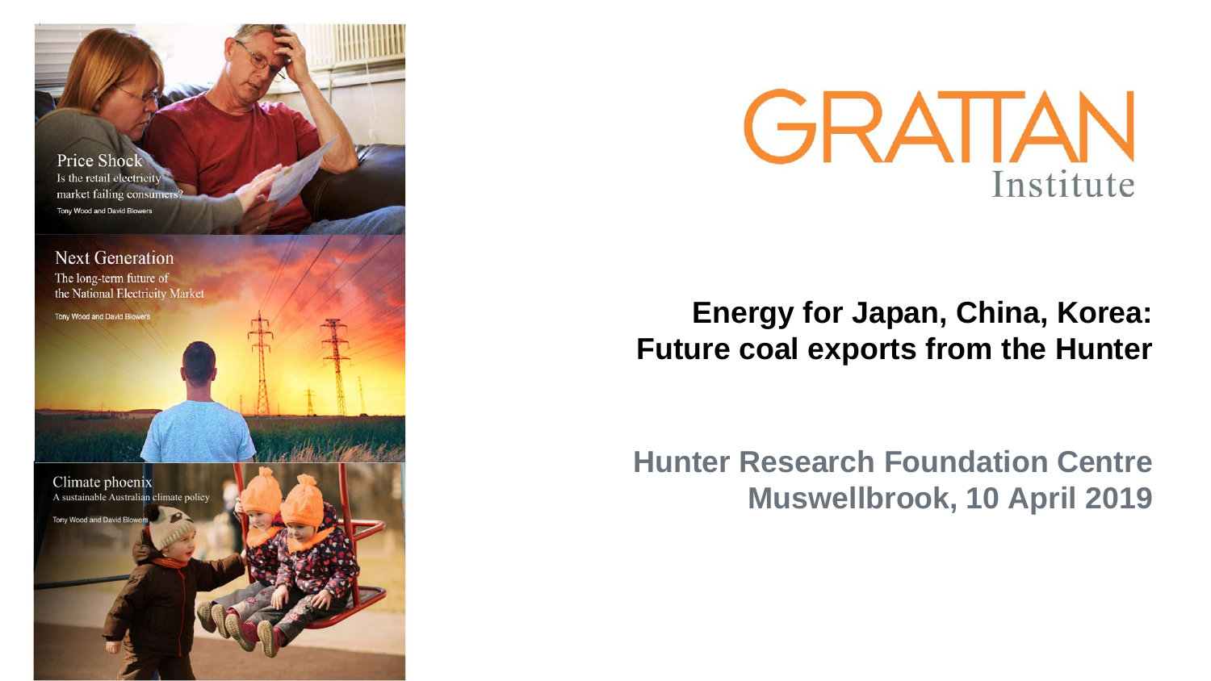Price Shock
Is the retail electricity market failing consumers?
Tony Wood and David Blowers

Next Generation
The long-term future of the National Electricity Market
Tony Wood and David Blowers

Climate phoenix
A sustainable Australian climate policy
Tony Wood and David Blowers

GRATTAN Institute

**Energy for Japan, China, Korea: Future coal exports from the Hunter**

**Hunter Research Foundation Centre Muswellbrook, 10 April 2019**